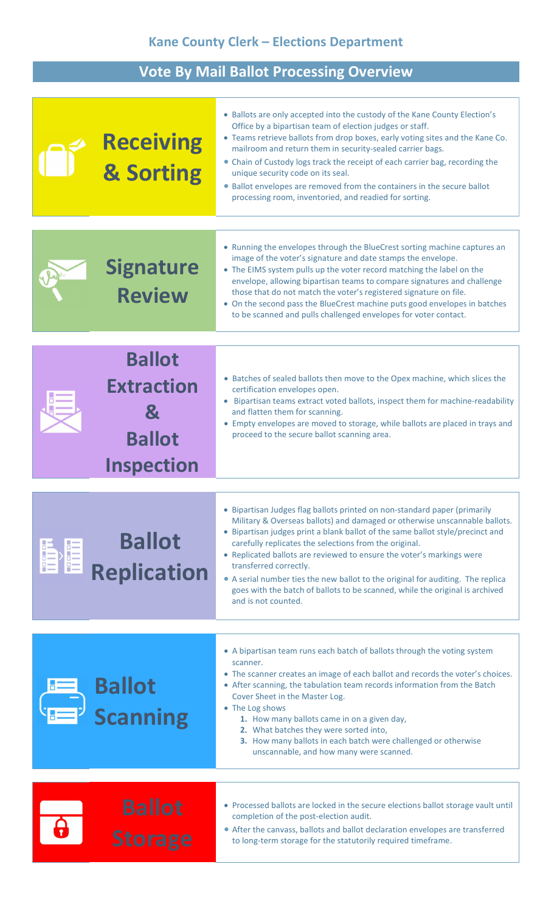## Kane County Clerk – Elections Department

# Vote By Mail Ballot Processing Overview

### Receiving & Sorting

- Ballots are only accepted into the custody of the Kane County Election's Office by a bipartisan team of election judges or staff.
- Teams retrieve ballots from drop boxes, early voting sites and the Kane Co. mailroom and return them in security-sealed carrier bags.
- Chain of Custody logs track the receipt of each carrier bag, recording the unique security code on its seal.
- Ballot envelopes are removed from the containers in the secure ballot processing room, inventoried, and readied for sorting.

### Signature Review

- Running the envelopes through the BlueCrest sorting machine captures an image of the voter's signature and date stamps the envelope.
- The EIMS system pulls up the voter record matching the label on the envelope, allowing bipartisan teams to compare signatures and challenge those that do not match the voter's registered signature on file.
- On the second pass the BlueCrest machine puts good envelopes in batches to be scanned and pulls challenged envelopes for voter contact.

### Ballot Extraction & Ballot Inspection

- Batches of sealed ballots then move to the Opex machine, which slices the certification envelopes open.
- Bipartisan teams extract voted ballots, inspect them for machine-readability and flatten them for scanning.
- Empty envelopes are moved to storage, while ballots are placed in trays and proceed to the secure ballot scanning area.

### Ballot Replication

- Bipartisan Judges flag ballots printed on non-standard paper (primarily Military & Overseas ballots) and damaged or otherwise unscannable ballots.
- Bipartisan judges print a blank ballot of the same ballot style/precinct and carefully replicates the selections from the original.
- Replicated ballots are reviewed to ensure the voter's markings were transferred correctly.
- A serial number ties the new ballot to the original for auditing. The replica goes with the batch of ballots to be scanned, while the original is archived and is not counted.

### Ballot Scanning

- A bipartisan team runs each batch of ballots through the voting system scanner.
- The scanner creates an image of each ballot and records the voter's choices.
- After scanning, the tabulation team records information from the Batch Cover Sheet in the Master Log.
- The Log shows
  1. How many ballots came in on a given day,
  2. What batches they were sorted into,
  3. How many ballots in each batch were challenged or otherwise unscannable, and how many were scanned.

### Ballot Storage

- Processed ballots are locked in the secure elections ballot storage vault until completion of the post-election audit.
- After the canvass, ballots and ballot declaration envelopes are transferred to long-term storage for the statutorily required timeframe.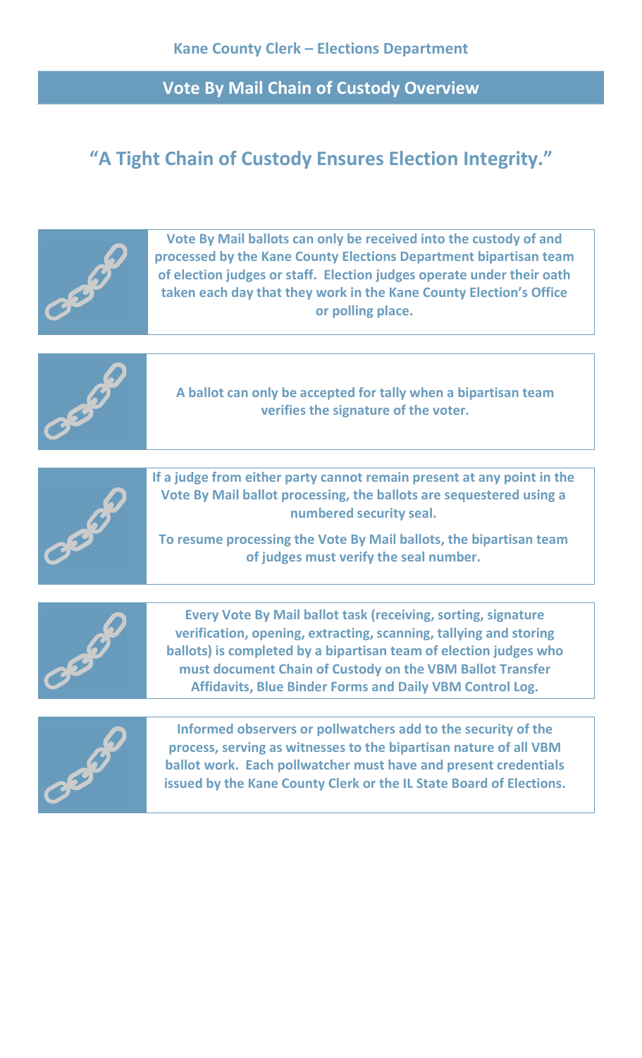Kane County Clerk – Elections Department

## Vote By Mail Chain of Custody Overview

## "A Tight Chain of Custody Ensures Election Integrity."

**Vote By Mail ballots can only be received into the custody of and processed by the Kane County Elections Department bipartisan team of election judges or staff. Election judges operate under their oath taken each day that they work in the Kane County Election's Office or polling place.**

**A ballot can only be accepted for tally when a bipartisan team verifies the signature of the voter.**

**If a judge from either party cannot remain present at any point in the Vote By Mail ballot processing, the ballots are sequestered using a numbered security seal.**

**To resume processing the Vote By Mail ballots, the bipartisan team of judges must verify the seal number.**

**Every Vote By Mail ballot task (receiving, sorting, signature verification, opening, extracting, scanning, tallying and storing ballots) is completed by a bipartisan team of election judges who must document Chain of Custody on the VBM Ballot Transfer Affidavits, Blue Binder Forms and Daily VBM Control Log.**

**Informed observers or pollwatchers add to the security of the process, serving as witnesses to the bipartisan nature of all VBM ballot work. Each pollwatcher must have and present credentials issued by the Kane County Clerk or the IL State Board of Elections.**